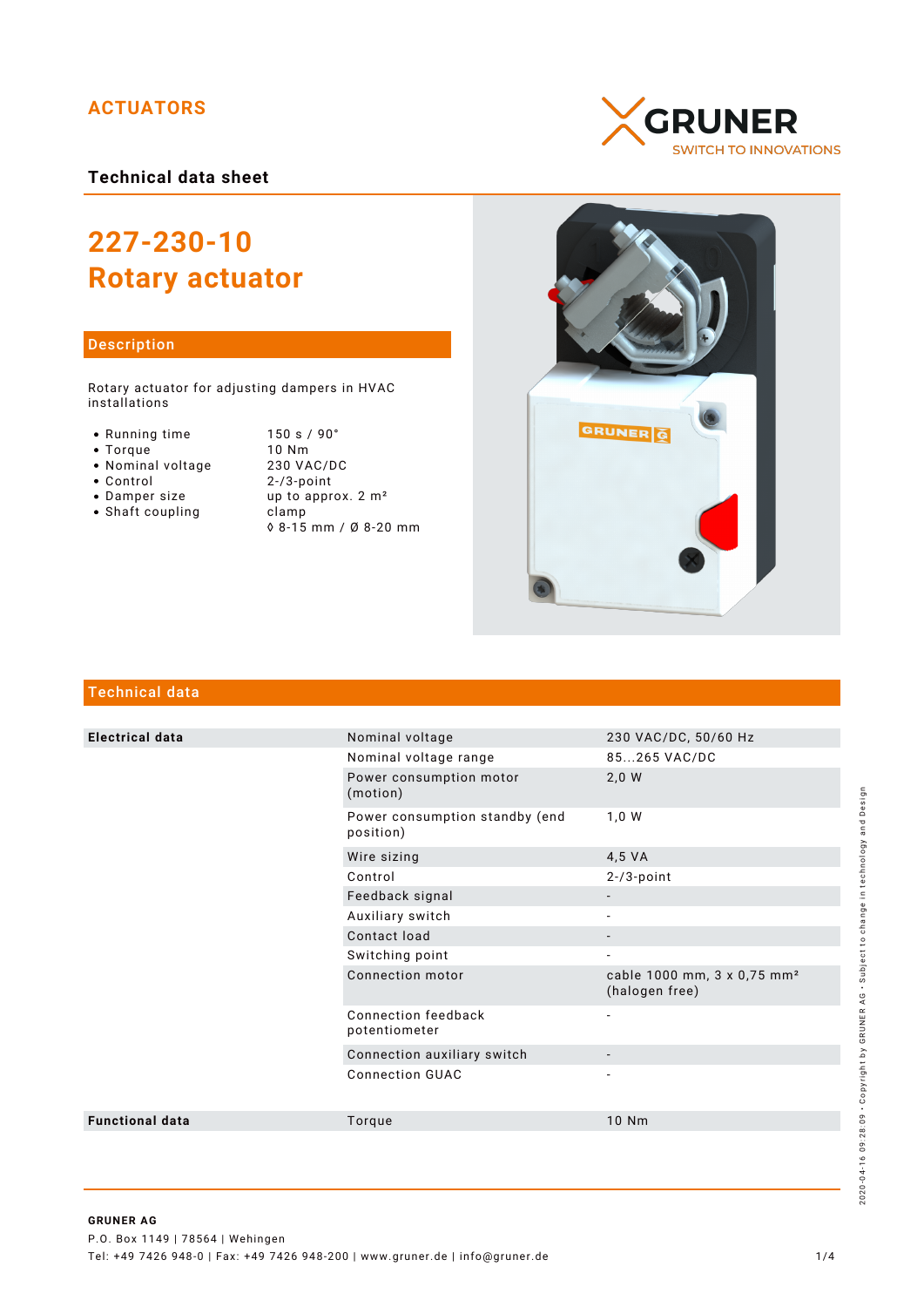## ACTUATORS

GRUNER
SWITCH TO INNOVATIONS

### Technical data sheet

# 227-230-10
# Rotary actuator

## Description

Rotary actuator for adjusting dampers in HVAC installations

| | |
|---|---|
| • Running time | 150 s / 90° |
| • Torque | 10 Nm |
| • Nominal voltage | 230 VAC/DC |
| • Control | 2-/3-point |
| • Damper size | up to approx. 2 m² |
| • Shaft coupling | clamp<br>◊ 8-15 mm / Ø 8-20 mm |

## Technical data

| | | |
|---|---|---|
| **Electrical data** | Nominal voltage | 230 VAC/DC, 50/60 Hz |
| | Nominal voltage range | 85...265 VAC/DC |
| | Power consumption motor (motion) | 2,0 W |
| | Power consumption standby (end position) | 1,0 W |
| | Wire sizing | 4,5 VA |
| | Control | 2-/3-point |
| | Feedback signal | - |
| | Auxiliary switch | - |
| | Contact load | - |
| | Switching point | - |
| | Connection motor | cable 1000 mm, 3 x 0,75 mm² (halogen free) |
| | Connection feedback potentiometer | - |
| | Connection auxiliary switch | - |
| | Connection GUAC | - |
| **Functional data** | Torque | 10 Nm |

2020-04-16 09:28:09 • Copyright by GRUNER AG • Subject to change in technology and Design

**GRUNER AG**
P.O. Box 1149 | 78564 | Wehingen
Tel: +49 7426 948-0 | Fax: +49 7426 948-200 | www.gruner.de | info@gruner.de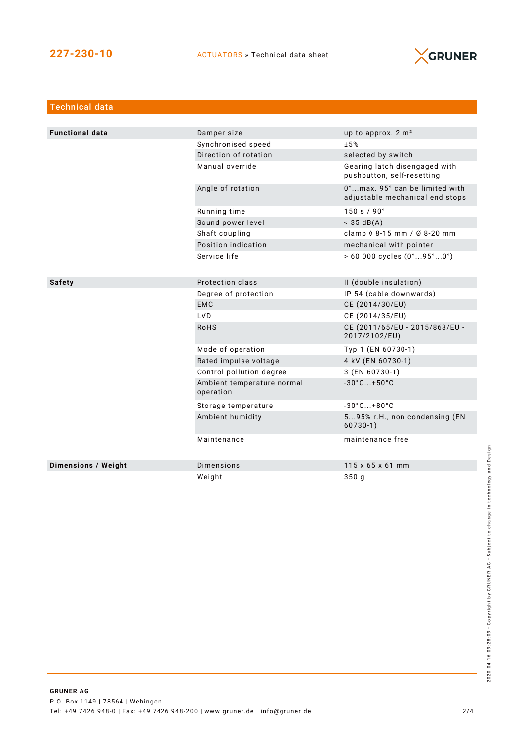## Technical data

| | | |
|---|---|---|
| **Functional data** | Damper size | up to approx. 2 m² |
| | Synchronised speed | ±5% |
| | Direction of rotation | selected by switch |
| | Manual override | Gearing latch disengaged with pushbutton, self-resetting |
| | Angle of rotation | 0°...max. 95° can be limited with adjustable mechanical end stops |
| | Running time | 150 s / 90° |
| | Sound power level | < 35 dB(A) |
| | Shaft coupling | clamp ◊ 8-15 mm / Ø 8-20 mm |
| | Position indication | mechanical with pointer |
| | Service life | > 60 000 cycles (0°...95°...0°) |
| **Safety** | Protection class | II (double insulation) |
| | Degree of protection | IP 54 (cable downwards) |
| | EMC | CE (2014/30/EU) |
| | LVD | CE (2014/35/EU) |
| | RoHS | CE (2011/65/EU - 2015/863/EU - 2017/2102/EU) |
| | Mode of operation | Typ 1 (EN 60730-1) |
| | Rated impulse voltage | 4 kV (EN 60730-1) |
| | Control pollution degree | 3 (EN 60730-1) |
| | Ambient temperature normal operation | -30°C...+50°C |
| | Storage temperature | -30°C...+80°C |
| | Ambient humidity | 5...95% r.H., non condensing (EN 60730-1) |
| | Maintenance | maintenance free |
| **Dimensions / Weight** | Dimensions | 115 x 65 x 61 mm |
| | Weight | 350 g |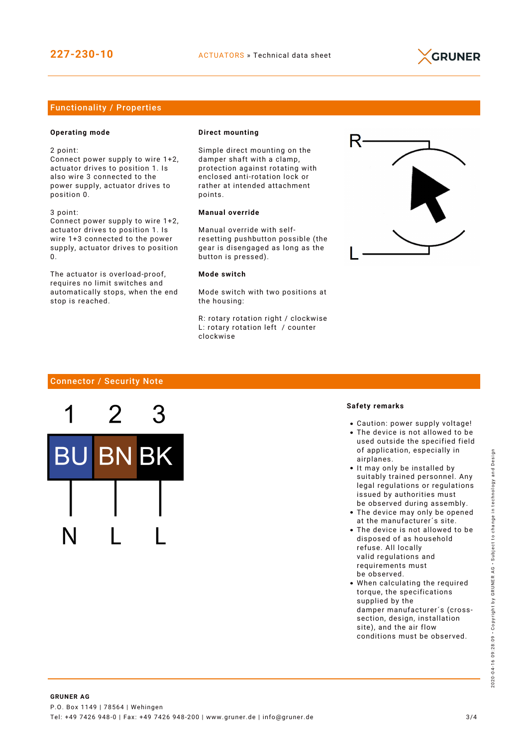## Functionality / Properties

**Operating mode**

2 point:
Connect power supply to wire 1+2, actuator drives to position 1. Is also wire 3 connected to the power supply, actuator drives to position 0.

3 point:
Connect power supply to wire 1+2, actuator drives to position 1. Is wire 1+3 connected to the power supply, actuator drives to position 0.

The actuator is overload-proof, requires no limit switches and automatically stops, when the end stop is reached.

**Direct mounting**

Simple direct mounting on the damper shaft with a clamp, protection against rotating with enclosed anti-rotation lock or rather at intended attachment points.

**Manual override**

Manual override with self-resetting pushbutton possible (the gear is disengaged as long as the button is pressed).

**Mode switch**

Mode switch with two positions at the housing:

R: rotary rotation right / clockwise
L: rotary rotation left / counter clockwise

R

L

## Connector / Security Note

| 1 | 2 | 3 |
|---|---|---|
| BU | BN | BK |
| N | L | L |

**Safety remarks**

- Caution: power supply voltage!
- The device is not allowed to be used outside the specified field of application, especially in airplanes.
- It may only be installed by suitably trained personnel. Any legal regulations or regulations issued by authorities must be observed during assembly.
- The device may only be opened at the manufacturer´s site.
- The device is not allowed to be disposed of as household refuse. All locally valid regulations and requirements must be observed.
- When calculating the required torque, the specifications supplied by the damper manufacturer´s (cross-section, design, installation site), and the air flow conditions must be observed.

**GRUNER AG**
P.O. Box 1149 | 78564 | Wehingen
Tel: +49 7426 948-0 | Fax: +49 7426 948-200 | www.gruner.de | info@gruner.de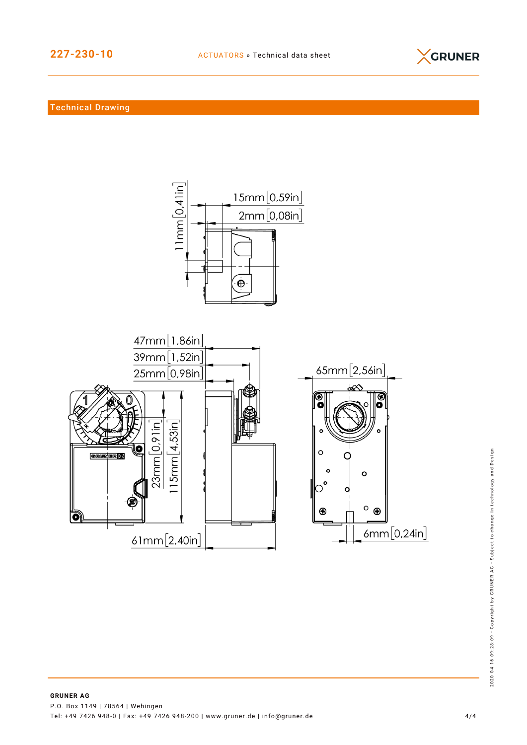## Technical Drawing

15mm [0,59in]

2mm [0,08in]

11mm [0,41in]

47mm [1,86in]

39mm [1,52in]

25mm [0,98in]

65mm [2,56in]

23mm [0,91in]

115mm [4,53in]

61mm [2,40in]

6mm [0,24in]

GRUNER AG
P.O. Box 1149 | 78564 | Wehingen
Tel: +49 7426 948-0 | Fax: +49 7426 948-200 | www.gruner.de | info@gruner.de